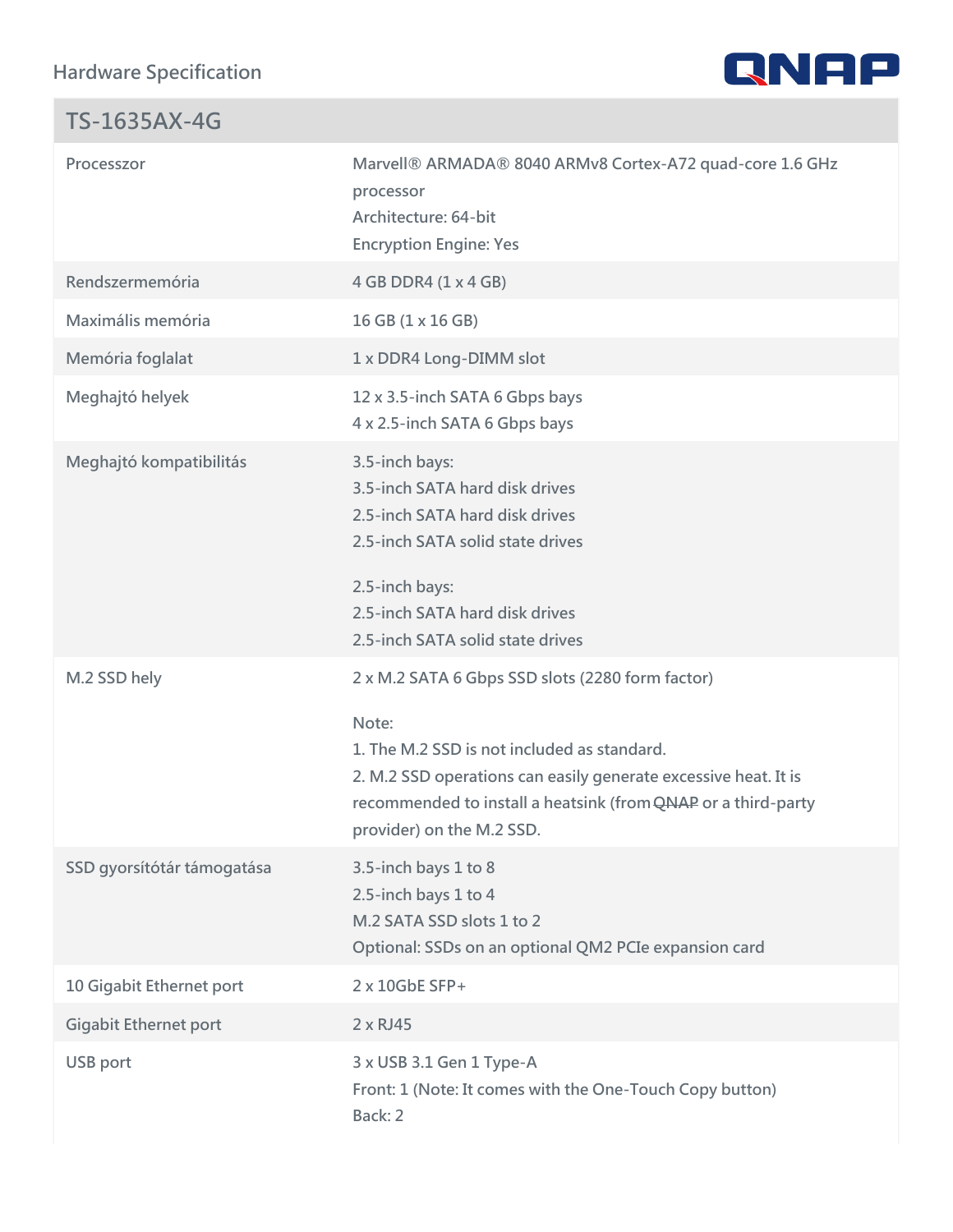# Hardware Specification

## TS-1635AX-4G

| TS-1635AX-4G | |
|---|---|
| Processzor | Marvell® ARMADA® 8040 ARMv8 Cortex-A72 quad-core 1.6 GHz processor<br>Architecture: 64-bit<br>Encryption Engine: Yes |
| Rendszermemória | 4 GB DDR4 (1 x 4 GB) |
| Maximális memória | 16 GB (1 x 16 GB) |
| Memória foglalat | 1 x DDR4 Long-DIMM slot |
| Meghajtó helyek | 12 x 3.5-inch SATA 6 Gbps bays<br>4 x 2.5-inch SATA 6 Gbps bays |
| Meghajtó kompatibilitás | 3.5-inch bays:<br>3.5-inch SATA hard disk drives<br>2.5-inch SATA hard disk drives<br>2.5-inch SATA solid state drives<br><br>2.5-inch bays:<br>2.5-inch SATA hard disk drives<br>2.5-inch SATA solid state drives |
| M.2 SSD hely | 2 x M.2 SATA 6 Gbps SSD slots (2280 form factor)<br><br>Note:<br>1. The M.2 SSD is not included as standard.<br>2. M.2 SSD operations can easily generate excessive heat. It is recommended to install a heatsink (from QNAP or a third-party provider) on the M.2 SSD. |
| SSD gyorsítótár támogatása | 3.5-inch bays 1 to 8<br>2.5-inch bays 1 to 4<br>M.2 SATA SSD slots 1 to 2<br>Optional: SSDs on an optional QM2 PCIe expansion card |
| 10 Gigabit Ethernet port | 2 x 10GbE SFP+ |
| Gigabit Ethernet port | 2 x RJ45 |
| USB port | 3 x USB 3.1 Gen 1 Type-A<br>Front: 1 (Note: It comes with the One-Touch Copy button)<br>Back: 2 |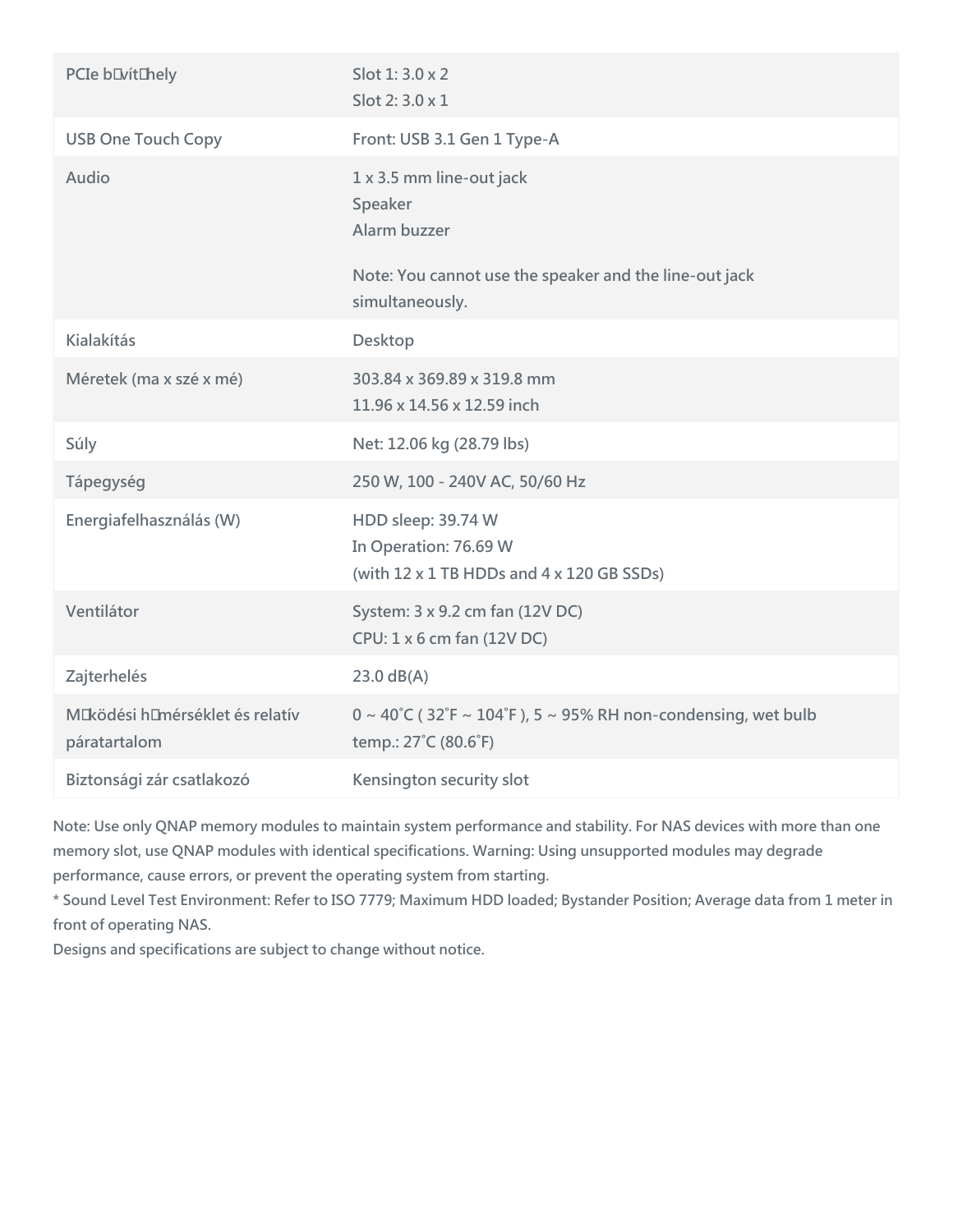| | |
|---|---|
| PCIe bővítőhely | Slot 1: 3.0 x 2<br>Slot 2: 3.0 x 1 |
| USB One Touch Copy | Front: USB 3.1 Gen 1 Type-A |
| Audio | 1 x 3.5 mm line-out jack<br>Speaker<br>Alarm buzzer<br><br>Note: You cannot use the speaker and the line-out jack simultaneously. |
| Kialakítás | Desktop |
| Méretek (ma x szé x mé) | 303.84 x 369.89 x 319.8 mm<br>11.96 x 14.56 x 12.59 inch |
| Súly | Net: 12.06 kg (28.79 lbs) |
| Tápegység | 250 W, 100 - 240V AC, 50/60 Hz |
| Energiafelhasználás (W) | HDD sleep: 39.74 W<br>In Operation: 76.69 W<br>(with 12 x 1 TB HDDs and 4 x 120 GB SSDs) |
| Ventilátor | System: 3 x 9.2 cm fan (12V DC)<br>CPU: 1 x 6 cm fan (12V DC) |
| Zajterhelés | 23.0 dB(A) |
| Működési hőmérséklet és relatív páratartalom | 0 ~ 40˚C ( 32˚F ~ 104˚F ), 5 ~ 95% RH non-condensing, wet bulb temp.: 27˚C (80.6˚F) |
| Biztonsági zár csatlakozó | Kensington security slot |

Note: Use only QNAP memory modules to maintain system performance and stability. For NAS devices with more than one memory slot, use QNAP modules with identical specifications. Warning: Using unsupported modules may degrade performance, cause errors, or prevent the operating system from starting.

* Sound Level Test Environment: Refer to ISO 7779; Maximum HDD loaded; Bystander Position; Average data from 1 meter in front of operating NAS.

Designs and specifications are subject to change without notice.